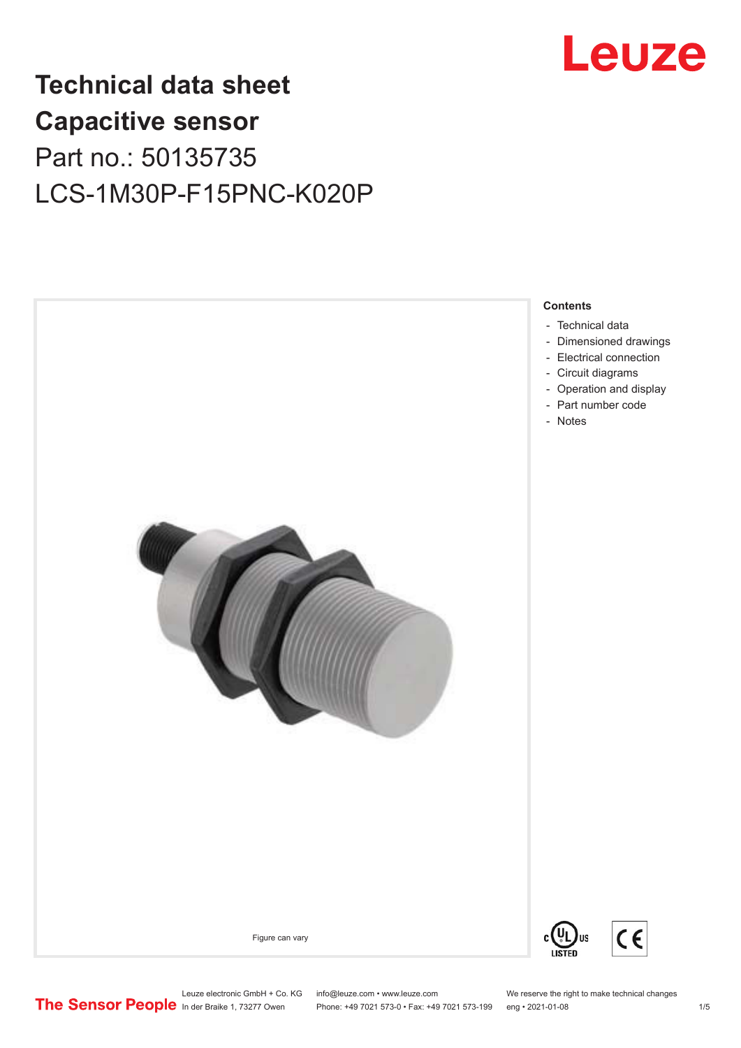# Technical data sheet
# Capacitive sensor
## Part no.: 50135735
## LCS-1M30P-F15PNC-K020P

Figure can vary

**Contents**

- Technical data
- Dimensioned drawings
- Electrical connection
- Circuit diagrams
- Operation and display
- Part number code
- Notes

Leuze electronic GmbH + Co. KG
In der Braike 1, 73277 Owen

info@leuze.com • www.leuze.com
Phone: +49 7021 573-0 • Fax: +49 7021 573-199

We reserve the right to make technical changes
eng • 2021-01-08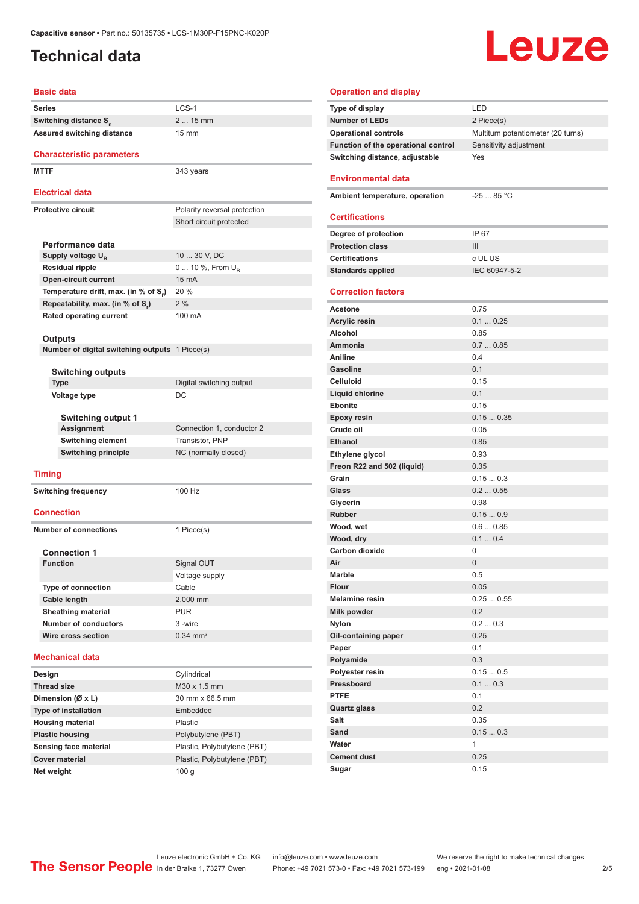# Technical data

## Basic data

| | |
|---|---|
| Series | LCS-1 |
| Switching distance $S_n$ | 2 ... 15 mm |
| Assured switching distance | 15 mm |

## Characteristic parameters

| | |
|---|---|
| MTTF | 343 years |

## Electrical data

| | |
|---|---|
| Protective circuit | Polarity reversal protection |
| | Short circuit protected |

### Performance data

| | |
|---|---|
| Supply voltage $U_B$ | 10 ... 30 V, DC |
| Residual ripple | 0 ... 10 %, From $U_B$ |
| Open-circuit current | 15 mA |
| Temperature drift, max. (in % of $S_r$) | 20 % |
| Repeatability, max. (in % of $S_r$) | 2 % |
| Rated operating current | 100 mA |

### Outputs

| | |
|---|---|
| Number of digital switching outputs | 1 Piece(s) |

#### Switching outputs

| | |
|---|---|
| Type | Digital switching output |
| Voltage type | DC |

##### Switching output 1

| | |
|---|---|
| Assignment | Connection 1, conductor 2 |
| Switching element | Transistor, PNP |
| Switching principle | NC (normally closed) |

## Timing

| | |
|---|---|
| Switching frequency | 100 Hz |

## Connection

| | |
|---|---|
| Number of connections | 1 Piece(s) |

### Connection 1

| | |
|---|---|
| Function | Signal OUT |
| | Voltage supply |
| Type of connection | Cable |
| Cable length | 2,000 mm |
| Sheathing material | PUR |
| Number of conductors | 3 -wire |
| Wire cross section | 0.34 mm² |

## Mechanical data

| | |
|---|---|
| Design | Cylindrical |
| Thread size | M30 x 1.5 mm |
| Dimension (Ø x L) | 30 mm x 66.5 mm |
| Type of installation | Embedded |
| Housing material | Plastic |
| Plastic housing | Polybutylene (PBT) |
| Sensing face material | Plastic, Polybutylene (PBT) |
| Cover material | Plastic, Polybutylene (PBT) |
| Net weight | 100 g |

## Operation and display

| | |
|---|---|
| Type of display | LED |
| Number of LEDs | 2 Piece(s) |
| Operational controls | Multiturn potentiometer (20 turns) |
| Function of the operational control | Sensitivity adjustment |
| Switching distance, adjustable | Yes |

## Environmental data

| | |
|---|---|
| Ambient temperature, operation | -25 ... 85 °C |

## Certifications

| | |
|---|---|
| Degree of protection | IP 67 |
| Protection class | III |
| Certifications | c UL US |
| Standards applied | IEC 60947-5-2 |

## Correction factors

| | |
|---|---|
| Acetone | 0.75 |
| Acrylic resin | 0.1 ... 0.25 |
| Alcohol | 0.85 |
| Ammonia | 0.7 ... 0.85 |
| Aniline | 0.4 |
| Gasoline | 0.1 |
| Celluloid | 0.15 |
| Liquid chlorine | 0.1 |
| Ebonite | 0.15 |
| Epoxy resin | 0.15 ... 0.35 |
| Crude oil | 0.05 |
| Ethanol | 0.85 |
| Ethylene glycol | 0.93 |
| Freon R22 and 502 (liquid) | 0.35 |
| Grain | 0.15 ... 0.3 |
| Glass | 0.2 ... 0.55 |
| Glycerin | 0.98 |
| Rubber | 0.15 ... 0.9 |
| Wood, wet | 0.6 ... 0.85 |
| Wood, dry | 0.1 ... 0.4 |
| Carbon dioxide | 0 |
| Air | 0 |
| Marble | 0.5 |
| Flour | 0.05 |
| Melamine resin | 0.25 ... 0.55 |
| Milk powder | 0.2 |
| Nylon | 0.2 ... 0.3 |
| Oil-containing paper | 0.25 |
| Paper | 0.1 |
| Polyamide | 0.3 |
| Polyester resin | 0.15 ... 0.5 |
| Pressboard | 0.1 ... 0.3 |
| PTFE | 0.1 |
| Quartz glass | 0.2 |
| Salt | 0.35 |
| Sand | 0.15 ... 0.3 |
| Water | 1 |
| Cement dust | 0.25 |
| Sugar | 0.15 |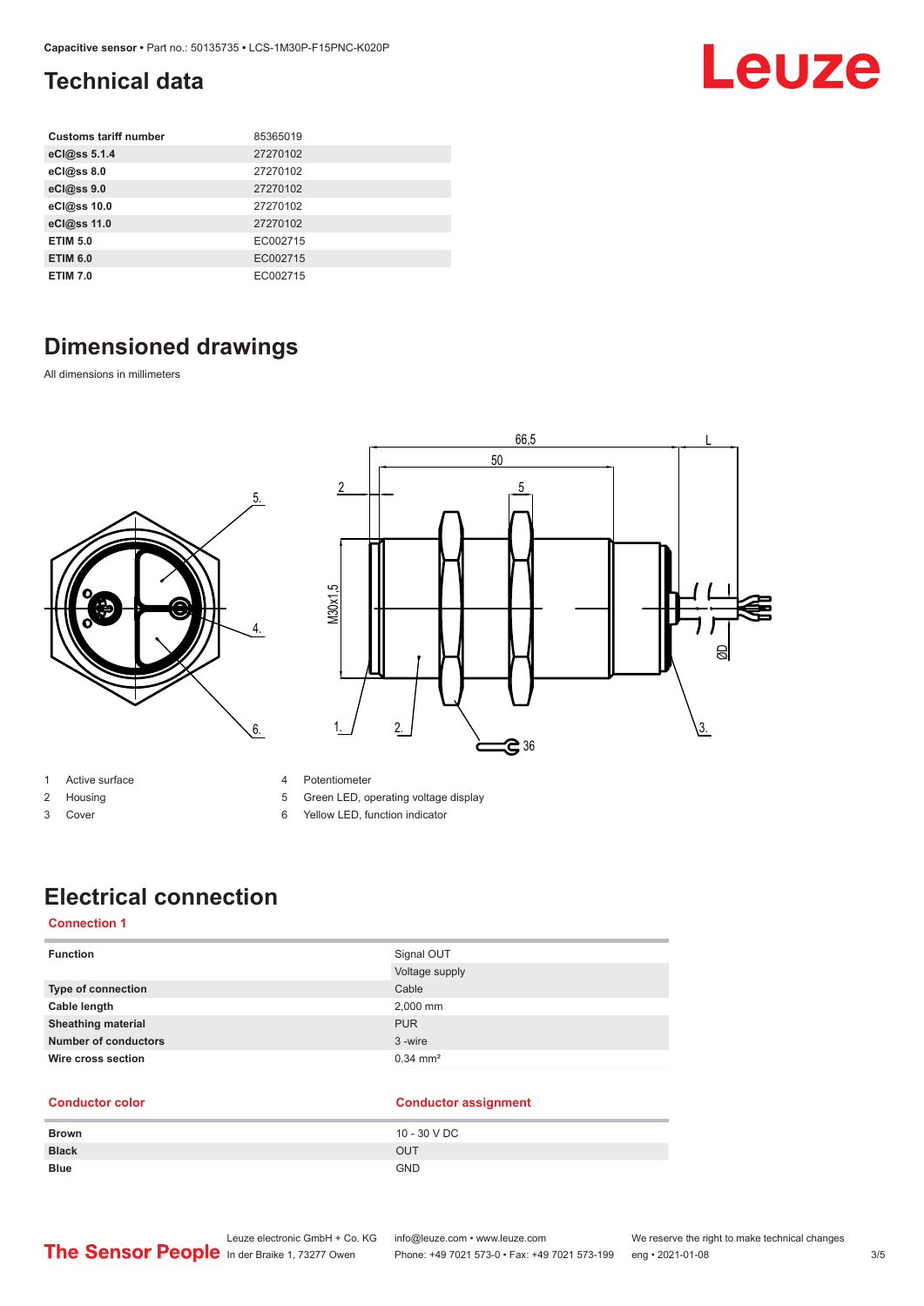## Technical data

| | |
|---|---|
| **Customs tariff number** | 85365019 |
| **eCl@ss 5.1.4** | 27270102 |
| **eCl@ss 8.0** | 27270102 |
| **eCl@ss 9.0** | 27270102 |
| **eCl@ss 10.0** | 27270102 |
| **eCl@ss 11.0** | 27270102 |
| **ETIM 5.0** | EC002715 |
| **ETIM 6.0** | EC002715 |
| **ETIM 7.0** | EC002715 |

## Dimensioned drawings

All dimensions in millimeters

1. Active surface
2. Housing
3. Cover
4. Potentiometer
5. Green LED, operating voltage display
6. Yellow LED, function indicator

## Electrical connection

### Connection 1

| | |
|---|---|
| **Function** | Signal OUT |
| | Voltage supply |
| **Type of connection** | Cable |
| **Cable length** | 2,000 mm |
| **Sheathing material** | PUR |
| **Number of conductors** | 3 -wire |
| **Wire cross section** | 0.34 mm² |

| Conductor color | Conductor assignment |
|---|---|
| **Brown** | 10 - 30 V DC |
| **Black** | OUT |
| **Blue** | GND |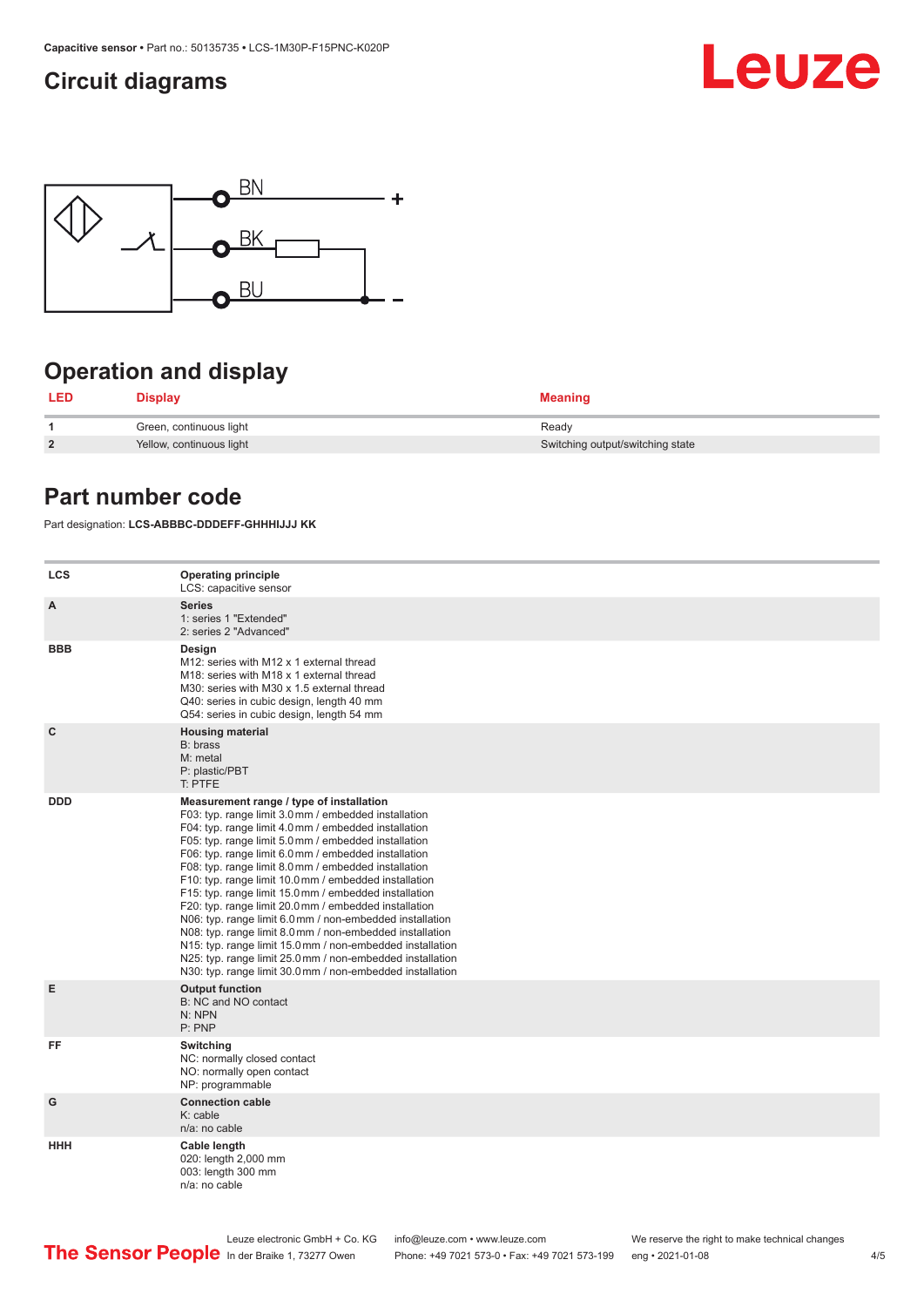## Circuit diagrams

BN +

BK

BU -

## Operation and display

| LED | Display | Meaning |
|---|---|---|
| 1 | Green, continuous light | Ready |
| 2 | Yellow, continuous light | Switching output/switching state |

## Part number code

Part designation: **LCS-ABBBC-DDDEFF-GHHHIJJJ KK**

| | |
|---|---|
| **LCS** | **Operating principle**<br>LCS: capacitive sensor |
| **A** | **Series**<br>1: series 1 "Extended"<br>2: series 2 "Advanced" |
| **BBB** | **Design**<br>M12: series with M12 x 1 external thread<br>M18: series with M18 x 1 external thread<br>M30: series with M30 x 1.5 external thread<br>Q40: series in cubic design, length 40 mm<br>Q54: series in cubic design, length 54 mm |
| **C** | **Housing material**<br>B: brass<br>M: metal<br>P: plastic/PBT<br>T: PTFE |
| **DDD** | **Measurement range / type of installation**<br>F03: typ. range limit 3.0 mm / embedded installation<br>F04: typ. range limit 4.0 mm / embedded installation<br>F05: typ. range limit 5.0 mm / embedded installation<br>F06: typ. range limit 6.0 mm / embedded installation<br>F08: typ. range limit 8.0 mm / embedded installation<br>F10: typ. range limit 10.0 mm / embedded installation<br>F15: typ. range limit 15.0 mm / embedded installation<br>F20: typ. range limit 20.0 mm / embedded installation<br>N06: typ. range limit 6.0 mm / non-embedded installation<br>N08: typ. range limit 8.0 mm / non-embedded installation<br>N15: typ. range limit 15.0 mm / non-embedded installation<br>N25: typ. range limit 25.0 mm / non-embedded installation<br>N30: typ. range limit 30.0 mm / non-embedded installation |
| **E** | **Output function**<br>B: NC and NO contact<br>N: NPN<br>P: PNP |
| **FF** | **Switching**<br>NC: normally closed contact<br>NO: normally open contact<br>NP: programmable |
| **G** | **Connection cable**<br>K: cable<br>n/a: no cable |
| **HHH** | **Cable length**<br>020: length 2,000 mm<br>003: length 300 mm<br>n/a: no cable |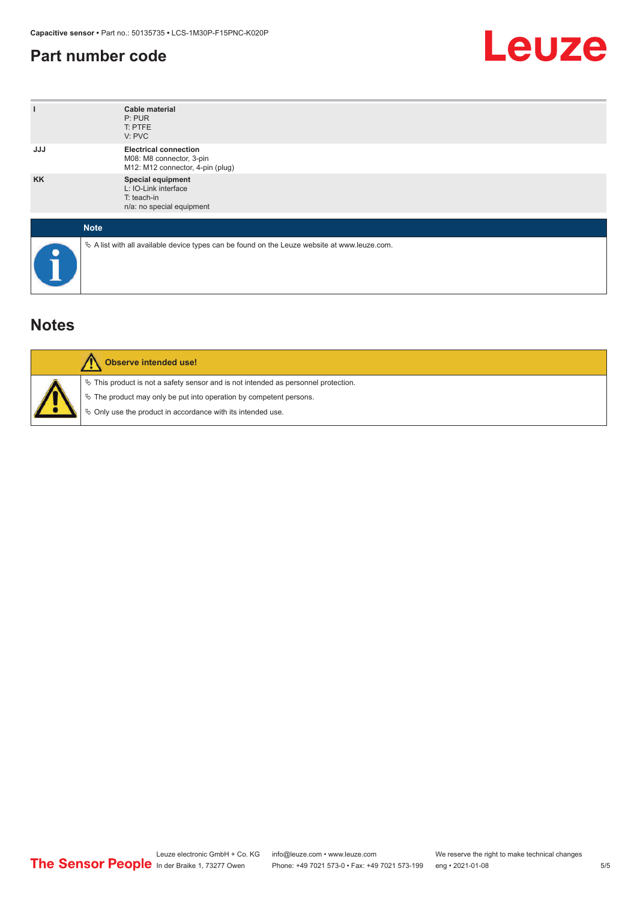## Part number code

| | |
|---|---|
| I | **Cable material**<br>P: PUR<br>T: PTFE<br>V: PVC |
| JJJ | **Electrical connection**<br>M08: M8 connector, 3-pin<br>M12: M12 connector, 4-pin (plug) |
| KK | **Special equipment**<br>L: IO-Link interface<br>T: teach-in<br>n/a: no special equipment |

**Note**

↳ A list with all available device types can be found on the Leuze website at www.leuze.com.

## Notes

**Observe intended use!**

- ↳ This product is not a safety sensor and is not intended as personnel protection.
- ↳ The product may only be put into operation by competent persons.
- ↳ Only use the product in accordance with its intended use.